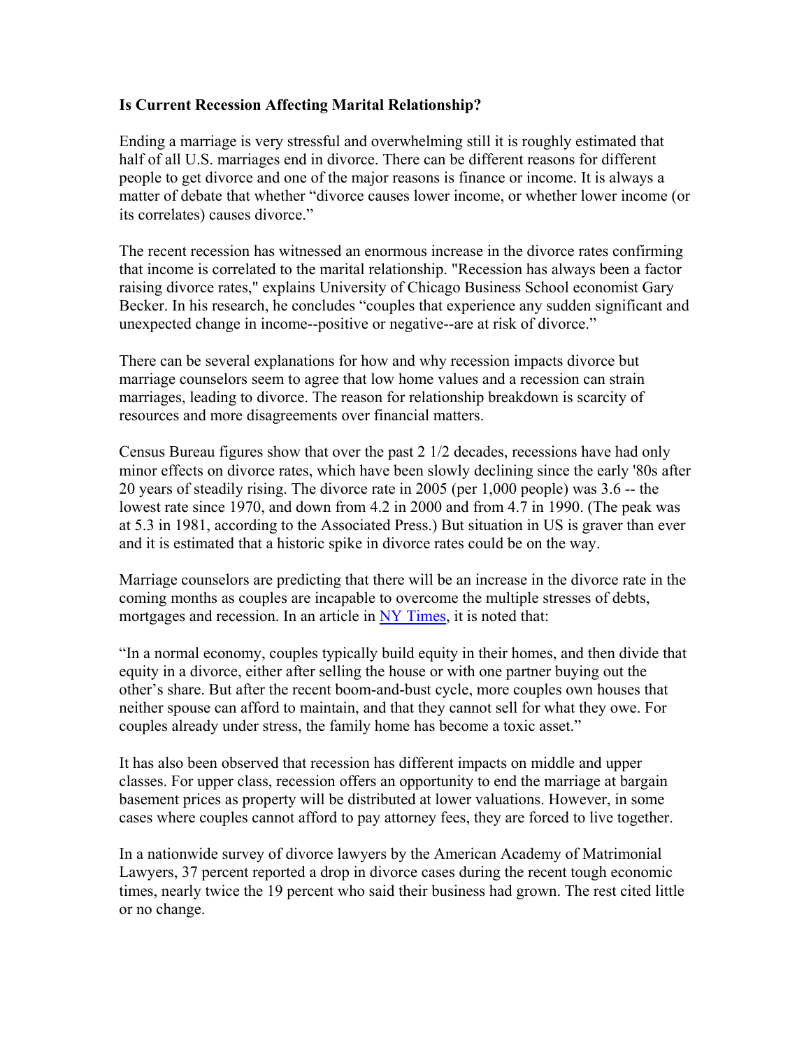**Is Current Recession Affecting Marital Relationship?**

Ending a marriage is very stressful and overwhelming still it is roughly estimated that half of all U.S. marriages end in divorce. There can be different reasons for different people to get divorce and one of the major reasons is finance or income. It is always a matter of debate that whether "divorce causes lower income, or whether lower income (or its correlates) causes divorce."

The recent recession has witnessed an enormous increase in the divorce rates confirming that income is correlated to the marital relationship. "Recession has always been a factor raising divorce rates," explains University of Chicago Business School economist Gary Becker. In his research, he concludes "couples that experience any sudden significant and unexpected change in income--positive or negative--are at risk of divorce."

There can be several explanations for how and why recession impacts divorce but marriage counselors seem to agree that low home values and a recession can strain marriages, leading to divorce. The reason for relationship breakdown is scarcity of resources and more disagreements over financial matters.

Census Bureau figures show that over the past 2 1/2 decades, recessions have had only minor effects on divorce rates, which have been slowly declining since the early '80s after 20 years of steadily rising. The divorce rate in 2005 (per 1,000 people) was 3.6 -- the lowest rate since 1970, and down from 4.2 in 2000 and from 4.7 in 1990. (The peak was at 5.3 in 1981, according to the Associated Press.) But situation in US is graver than ever and it is estimated that a historic spike in divorce rates could be on the way.

Marriage counselors are predicting that there will be an increase in the divorce rate in the coming months as couples are incapable to overcome the multiple stresses of debts, mortgages and recession. In an article in [NY Times](), it is noted that:

"In a normal economy, couples typically build equity in their homes, and then divide that equity in a divorce, either after selling the house or with one partner buying out the other's share. But after the recent boom-and-bust cycle, more couples own houses that neither spouse can afford to maintain, and that they cannot sell for what they owe. For couples already under stress, the family home has become a toxic asset."

It has also been observed that recession has different impacts on middle and upper classes. For upper class, recession offers an opportunity to end the marriage at bargain basement prices as property will be distributed at lower valuations. However, in some cases where couples cannot afford to pay attorney fees, they are forced to live together.

In a nationwide survey of divorce lawyers by the American Academy of Matrimonial Lawyers, 37 percent reported a drop in divorce cases during the recent tough economic times, nearly twice the 19 percent who said their business had grown. The rest cited little or no change.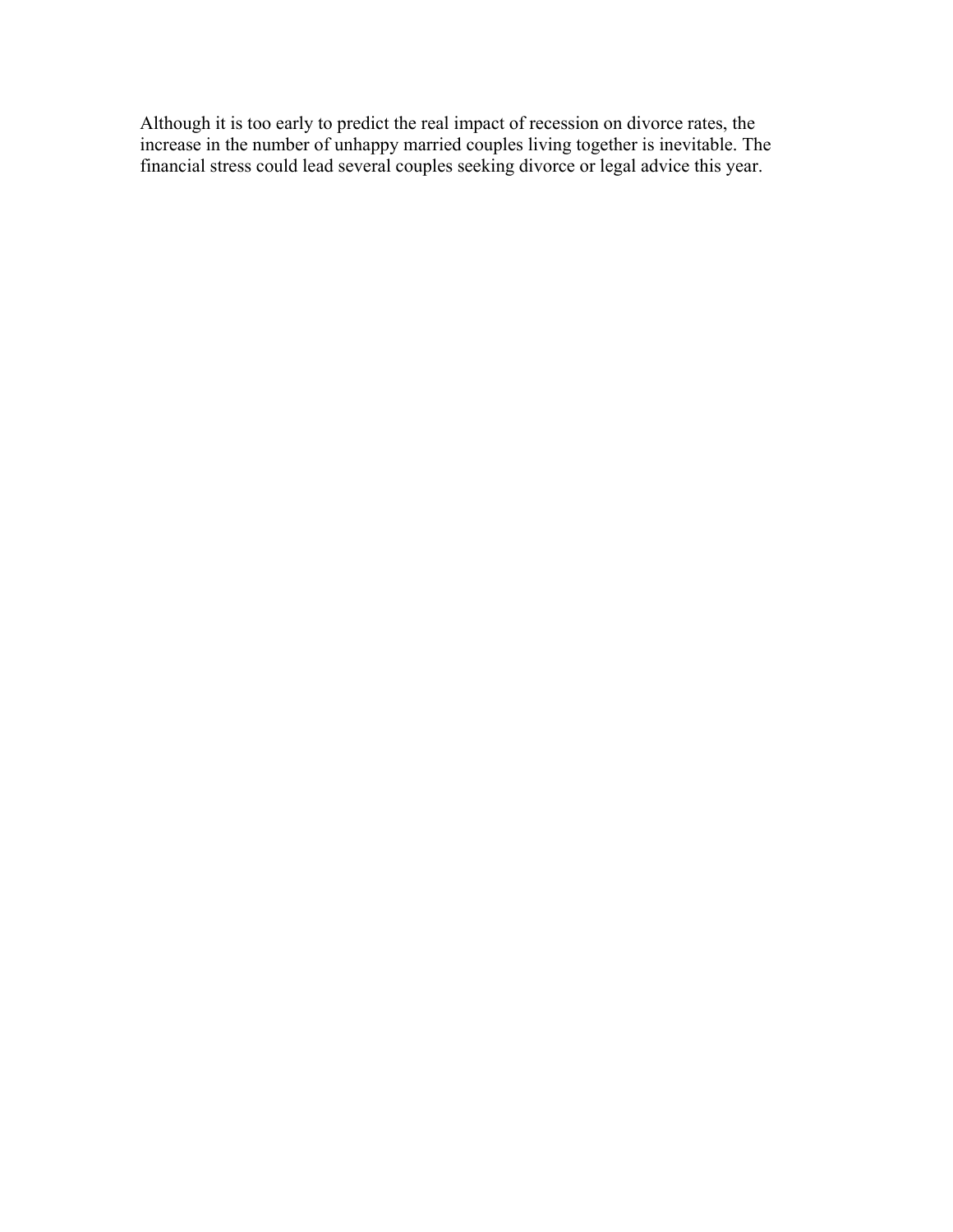Although it is too early to predict the real impact of recession on divorce rates, the increase in the number of unhappy married couples living together is inevitable. The financial stress could lead several couples seeking divorce or legal advice this year.